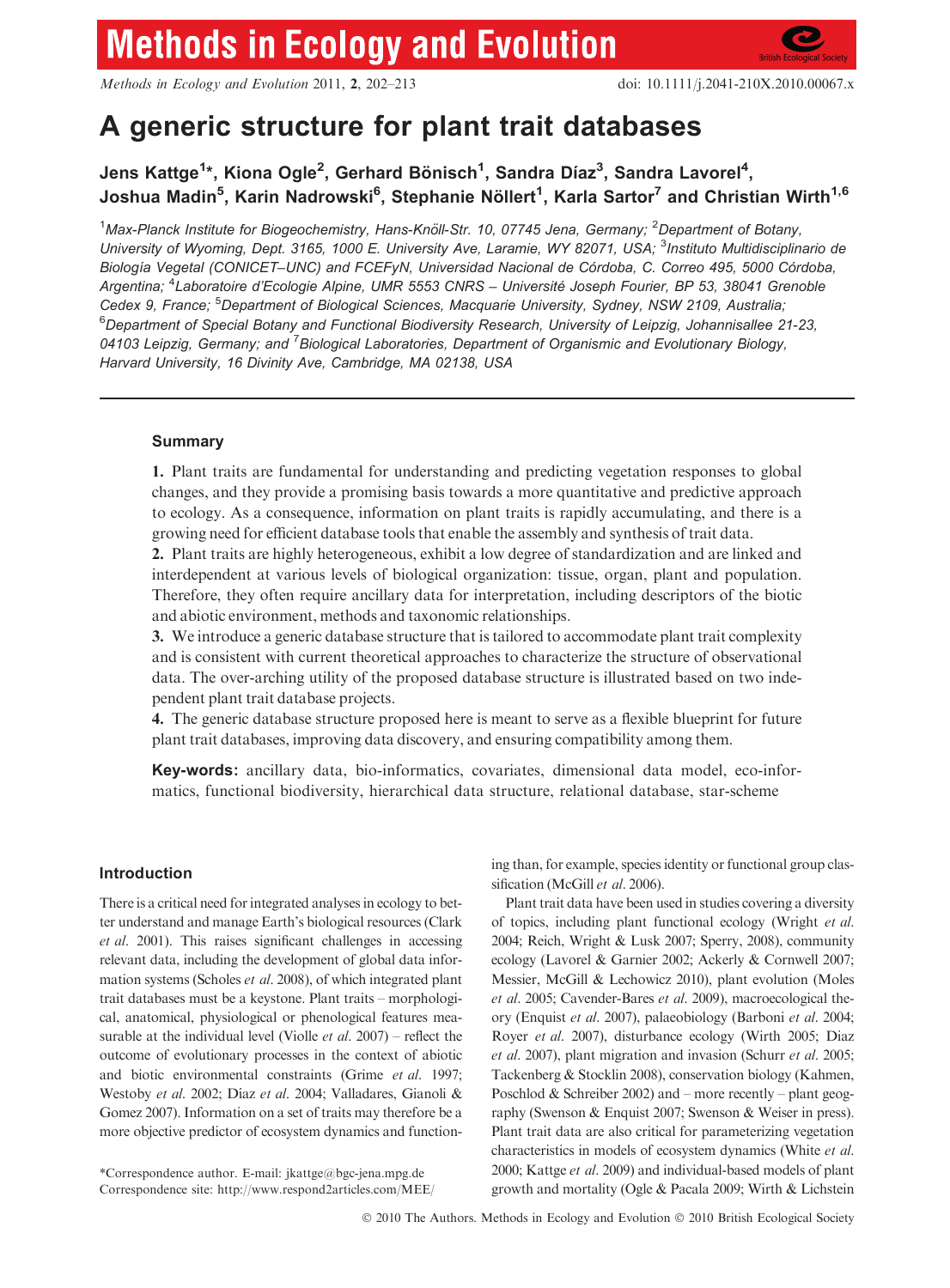# A generic structure for plant trait databases

**Jens Kattge[1]*, Kiona Ogle[2], Gerhard Bönisch[1], Sandra Díaz[3], Sandra Lavorel[4], Joshua Madin[5], Karin Nadrowski[6], Stephanie Nöllert[1], Karla Sartor[7] and Christian Wirth[1,6]**

[1]*Max-Planck Institute for Biogeochemistry, Hans-Knöll-Str. 10, 07745 Jena, Germany;* [2]*Department of Botany, University of Wyoming, Dept. 3165, 1000 E. University Ave, Laramie, WY 82071, USA;* [3]*Instituto Multidisciplinario de Biología Vegetal (CONICET–UNC) and FCEFyN, Universidad Nacional de Córdoba, C. Correo 495, 5000 Córdoba, Argentina;* [4]*Laboratoire d'Ecologie Alpine, UMR 5553 CNRS – Université Joseph Fourier, BP 53, 38041 Grenoble Cedex 9, France;* [5]*Department of Biological Sciences, Macquarie University, Sydney, NSW 2109, Australia;* [6]*Department of Special Botany and Functional Biodiversity Research, University of Leipzig, Johannisallee 21-23, 04103 Leipzig, Germany; and* [7]*Biological Laboratories, Department of Organismic and Evolutionary Biology, Harvard University, 16 Divinity Ave, Cambridge, MA 02138, USA*

## Summary

**1.** Plant traits are fundamental for understanding and predicting vegetation responses to global changes, and they provide a promising basis towards a more quantitative and predictive approach to ecology. As a consequence, information on plant traits is rapidly accumulating, and there is a growing need for efficient database tools that enable the assembly and synthesis of trait data.

**2.** Plant traits are highly heterogeneous, exhibit a low degree of standardization and are linked and interdependent at various levels of biological organization: tissue, organ, plant and population. Therefore, they often require ancillary data for interpretation, including descriptors of the biotic and abiotic environment, methods and taxonomic relationships.

**3.** We introduce a generic database structure that is tailored to accommodate plant trait complexity and is consistent with current theoretical approaches to characterize the structure of observational data. The over-arching utility of the proposed database structure is illustrated based on two independent plant trait database projects.

**4.** The generic database structure proposed here is meant to serve as a flexible blueprint for future plant trait databases, improving data discovery, and ensuring compatibility among them.

**Key-words:** ancillary data, bio-informatics, covariates, dimensional data model, eco-informatics, functional biodiversity, hierarchical data structure, relational database, star-scheme

## Introduction

There is a critical need for integrated analyses in ecology to better understand and manage Earth's biological resources (Clark *et al.* 2001). This raises significant challenges in accessing relevant data, including the development of global data information systems (Scholes *et al.* 2008), of which integrated plant trait databases must be a keystone. Plant traits – morphological, anatomical, physiological or phenological features measurable at the individual level (Violle *et al.* 2007) – reflect the outcome of evolutionary processes in the context of abiotic and biotic environmental constraints (Grime *et al.* 1997; Westoby *et al.* 2002; Díaz *et al.* 2004; Valladares, Gianoli & Gomez 2007). Information on a set of traits may therefore be a more objective predictor of ecosystem dynamics and functioning than, for example, species identity or functional group classification (McGill *et al.* 2006).

Plant trait data have been used in studies covering a diversity of topics, including plant functional ecology (Wright *et al.* 2004; Reich, Wright & Lusk 2007; Sperry, 2008), community ecology (Lavorel & Garnier 2002; Ackerly & Cornwell 2007; Messier, McGill & Lechowicz 2010), plant evolution (Moles *et al.* 2005; Cavender-Bares *et al.* 2009), macroecological theory (Enquist *et al.* 2007), palaeobiology (Barboni *et al.* 2004; Royer *et al.* 2007), disturbance ecology (Wirth 2005; Diaz *et al.* 2007), plant migration and invasion (Schurr *et al.* 2005; Tackenberg & Stocklin 2008), conservation biology (Kahmen, Poschlod & Schreiber 2002) and – more recently – plant geography (Swenson & Enquist 2007; Swenson & Weiser in press). Plant trait data are also critical for parameterizing vegetation characteristics in models of ecosystem dynamics (White *et al.* 2000; Kattge *et al.* 2009) and individual-based models of plant growth and mortality (Ogle & Pacala 2009; Wirth & Lichstein

*Correspondence author. E-mail: jkattge@bgc-jena.mpg.de
Correspondence site: http://www.respond2articles.com/MEE/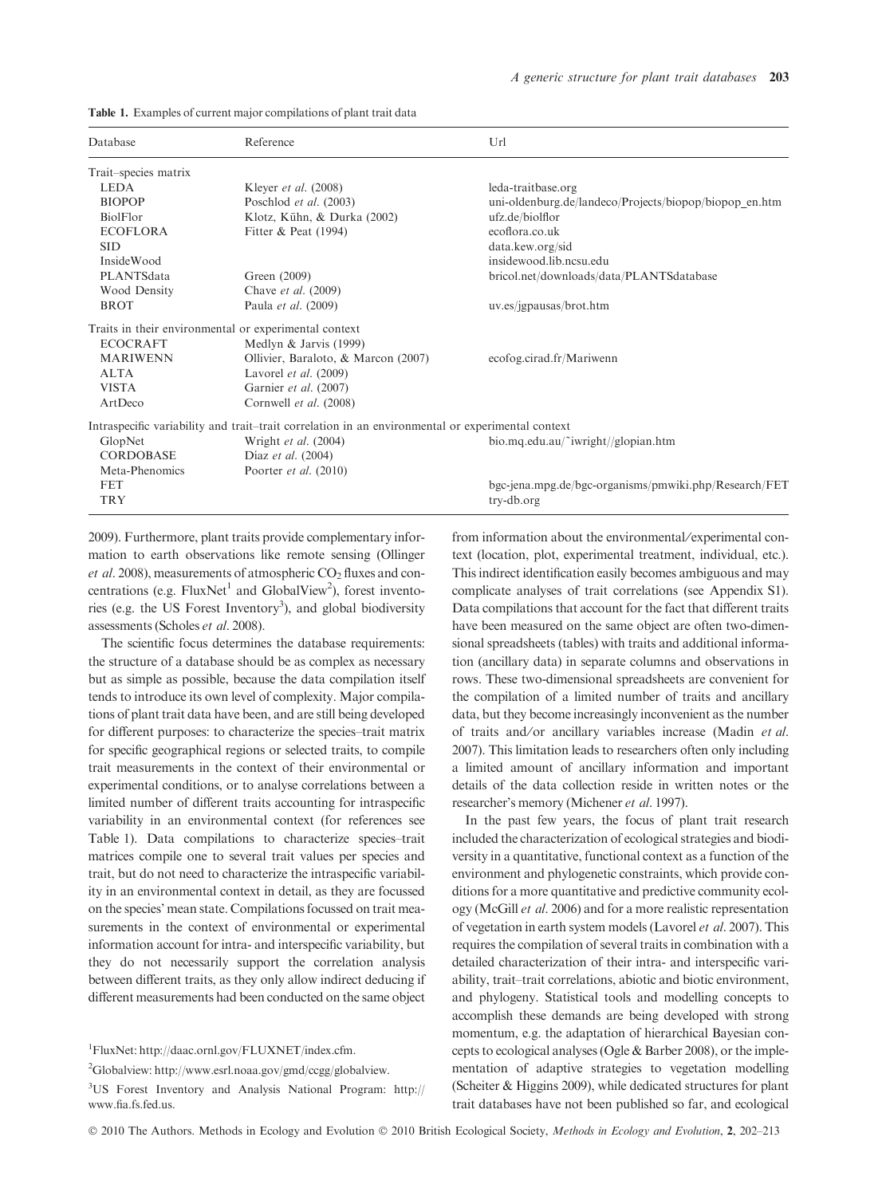**Table 1.** Examples of current major compilations of plant trait data

| Database | Reference | Url |
|---|---|---|
| Trait–species matrix | | |
| LEDA | Kleyer *et al.* (2008) | leda-traitbase.org |
| BIOPOP | Poschlod *et al.* (2003) | uni-oldenburg.de/landeco/Projects/biopop/biopop_en.htm |
| BiolFlor | Klotz, Kühn, & Durka (2002) | ufz.de/biolflor |
| ECOFLORA | Fitter & Peat (1994) | ecoflora.co.uk |
| SID | | data.kew.org/sid |
| InsideWood | | insidewood.lib.ncsu.edu |
| PLANTSdata | Green (2009) | bricol.net/downloads/data/PLANTSdatabase |
| Wood Density | Chave *et al.* (2009) | |
| BROT | Paula *et al.* (2009) | uv.es/jgpausas/brot.htm |
| Traits in their environmental or experimental context | | |
| ECOCRAFT | Medlyn & Jarvis (1999) | |
| MARIWENN | Ollivier, Baraloto, & Marcon (2007) | ecofog.cirad.fr/Mariwenn |
| ALTA | Lavorel *et al.* (2009) | |
| VISTA | Garnier *et al.* (2007) | |
| ArtDeco | Cornwell *et al.* (2008) | |
| Intraspecific variability and trait–trait correlation in an environmental or experimental context | | |
| GlopNet | Wright *et al.* (2004) | bio.mq.edu.au/˜iwright//glopian.htm |
| CORDOBASE | Díaz *et al.* (2004) | |
| Meta-Phenomics | Poorter *et al.* (2010) | |
| FET | | bgc-jena.mpg.de/bgc-organisms/pmwiki.php/Research/FET |
| TRY | | try-db.org |

2009). Furthermore, plant traits provide complementary information to earth observations like remote sensing (Ollinger *et al.* 2008), measurements of atmospheric $CO_2$ fluxes and concentrations (e.g. FluxNet[1] and GlobalView[2]), forest inventories (e.g. the US Forest Inventory[3]), and global biodiversity assessments (Scholes *et al.* 2008).

The scientific focus determines the database requirements: the structure of a database should be as complex as necessary but as simple as possible, because the data compilation itself tends to introduce its own level of complexity. Major compilations of plant trait data have been, and are still being developed for different purposes: to characterize the species–trait matrix for specific geographical regions or selected traits, to compile trait measurements in the context of their environmental or experimental conditions, or to analyse correlations between a limited number of different traits accounting for intraspecific variability in an environmental context (for references see Table 1). Data compilations to characterize species–trait matrices compile one to several trait values per species and trait, but do not need to characterize the intraspecific variability in an environmental context in detail, as they are focussed on the species' mean state. Compilations focussed on trait measurements in the context of environmental or experimental information account for intra- and interspecific variability, but they do not necessarily support the correlation analysis between different traits, as they only allow indirect deducing if different measurements had been conducted on the same object from information about the environmental/experimental context (location, plot, experimental treatment, individual, etc.). This indirect identification easily becomes ambiguous and may complicate analyses of trait correlations (see Appendix S1). Data compilations that account for the fact that different traits have been measured on the same object are often two-dimensional spreadsheets (tables) with traits and additional information (ancillary data) in separate columns and observations in rows. These two-dimensional spreadsheets are convenient for the compilation of a limited number of traits and ancillary data, but they become increasingly inconvenient as the number of traits and/or ancillary variables increase (Madin *et al.* 2007). This limitation leads to researchers often only including a limited amount of ancillary information and important details of the data collection reside in written notes or the researcher's memory (Michener *et al.* 1997).

In the past few years, the focus of plant trait research included the characterization of ecological strategies and biodiversity in a quantitative, functional context as a function of the environment and phylogenetic constraints, which provide conditions for a more quantitative and predictive community ecology (McGill *et al.* 2006) and for a more realistic representation of vegetation in earth system models (Lavorel *et al.* 2007). This requires the compilation of several traits in combination with a detailed characterization of their intra- and interspecific variability, trait–trait correlations, abiotic and biotic environment, and phylogeny. Statistical tools and modelling concepts to accomplish these demands are being developed with strong momentum, e.g. the adaptation of hierarchical Bayesian concepts to ecological analyses (Ogle & Barber 2008), or the implementation of adaptive strategies to vegetation modelling (Scheiter & Higgins 2009), while dedicated structures for plant trait databases have not been published so far, and ecological

[1]FluxNet: http://daac.ornl.gov/FLUXNET/index.cfm.

[2]Globalview: http://www.esrl.noaa.gov/gmd/ccgg/globalview.

[3]US Forest Inventory and Analysis National Program: http://www.fia.fs.fed.us.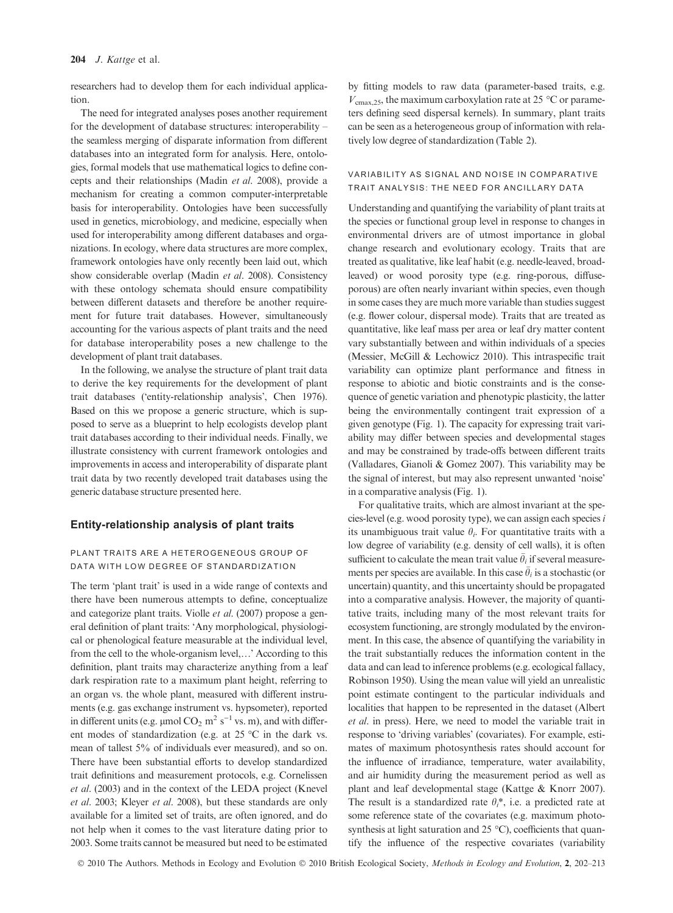researchers had to develop them for each individual application.

The need for integrated analyses poses another requirement for the development of database structures: interoperability – the seamless merging of disparate information from different databases into an integrated form for analysis. Here, ontologies, formal models that use mathematical logics to define concepts and their relationships (Madin *et al.* 2008), provide a mechanism for creating a common computer-interpretable basis for interoperability. Ontologies have been successfully used in genetics, microbiology, and medicine, especially when used for interoperability among different databases and organizations. In ecology, where data structures are more complex, framework ontologies have only recently been laid out, which show considerable overlap (Madin *et al.* 2008). Consistency with these ontology schemata should ensure compatibility between different datasets and therefore be another requirement for future trait databases. However, simultaneously accounting for the various aspects of plant traits and the need for database interoperability poses a new challenge to the development of plant trait databases.

In the following, we analyse the structure of plant trait data to derive the key requirements for the development of plant trait databases ('entity-relationship analysis', Chen 1976). Based on this we propose a generic structure, which is supposed to serve as a blueprint to help ecologists develop plant trait databases according to their individual needs. Finally, we illustrate consistency with current framework ontologies and improvements in access and interoperability of disparate plant trait data by two recently developed trait databases using the generic database structure presented here.

## Entity-relationship analysis of plant traits

### PLANT TRAITS ARE A HETEROGENEOUS GROUP OF DATA WITH LOW DEGREE OF STANDARDIZATION

The term 'plant trait' is used in a wide range of contexts and there have been numerous attempts to define, conceptualize and categorize plant traits. Violle *et al.* (2007) propose a general definition of plant traits: 'Any morphological, physiological or phenological feature measurable at the individual level, from the cell to the whole-organism level,…' According to this definition, plant traits may characterize anything from a leaf dark respiration rate to a maximum plant height, referring to an organ vs. the whole plant, measured with different instruments (e.g. gas exchange instrument vs. hypsometer), reported in different units (e.g. μmol $CO_2$ $m^2$ $s^{-1}$ vs. m), and with different modes of standardization (e.g. at 25 °C in the dark vs. mean of tallest 5% of individuals ever measured), and so on. There have been substantial efforts to develop standardized trait definitions and measurement protocols, e.g. Cornelissen *et al.* (2003) and in the context of the LEDA project (Knevel *et al.* 2003; Kleyer *et al.* 2008), but these standards are only available for a limited set of traits, are often ignored, and do not help when it comes to the vast literature dating prior to 2003. Some traits cannot be measured but need to be estimated by fitting models to raw data (parameter-based traits, e.g. $V_{cmax,25}$, the maximum carboxylation rate at 25 °C or parameters defining seed dispersal kernels). In summary, plant traits can be seen as a heterogeneous group of information with relatively low degree of standardization (Table 2).

### VARIABILITY AS SIGNAL AND NOISE IN COMPARATIVE TRAIT ANALYSIS: THE NEED FOR ANCILLARY DATA

Understanding and quantifying the variability of plant traits at the species or functional group level in response to changes in environmental drivers are of utmost importance in global change research and evolutionary ecology. Traits that are treated as qualitative, like leaf habit (e.g. needle-leaved, broad-leaved) or wood porosity type (e.g. ring-porous, diffuse-porous) are often nearly invariant within species, even though in some cases they are much more variable than studies suggest (e.g. flower colour, dispersal mode). Traits that are treated as quantitative, like leaf mass per area or leaf dry matter content vary substantially between and within individuals of a species (Messier, McGill & Lechowicz 2010). This intraspecific trait variability can optimize plant performance and fitness in response to abiotic and biotic constraints and is the consequence of genetic variation and phenotypic plasticity, the latter being the environmentally contingent trait expression of a given genotype (Fig. 1). The capacity for expressing trait variability may differ between species and developmental stages and may be constrained by trade-offs between different traits (Valladares, Gianoli & Gomez 2007). This variability may be the signal of interest, but may also represent unwanted 'noise' in a comparative analysis (Fig. 1).

For qualitative traits, which are almost invariant at the species-level (e.g. wood porosity type), we can assign each species $i$ its unambiguous trait value $\theta_i$. For quantitative traits with a low degree of variability (e.g. density of cell walls), it is often sufficient to calculate the mean trait value $\bar{\theta}_i$ if several measurements per species are available. In this case $\bar{\theta}_i$ is a stochastic (or uncertain) quantity, and this uncertainty should be propagated into a comparative analysis. However, the majority of quantitative traits, including many of the most relevant traits for ecosystem functioning, are strongly modulated by the environment. In this case, the absence of quantifying the variability in the trait substantially reduces the information content in the data and can lead to inference problems (e.g. ecological fallacy, Robinson 1950). Using the mean value will yield an unrealistic point estimate contingent to the particular individuals and localities that happen to be represented in the dataset (Albert *et al.* in press). Here, we need to model the variable trait in response to 'driving variables' (covariates). For example, estimates of maximum photosynthesis rates should account for the influence of irradiance, temperature, water availability, and air humidity during the measurement period as well as plant and leaf developmental stage (Kattge & Knorr 2007). The result is a standardized rate $\theta_i^*$, i.e. a predicted rate at some reference state of the covariates (e.g. maximum photosynthesis at light saturation and 25 °C), coefficients that quantify the influence of the respective covariates (variability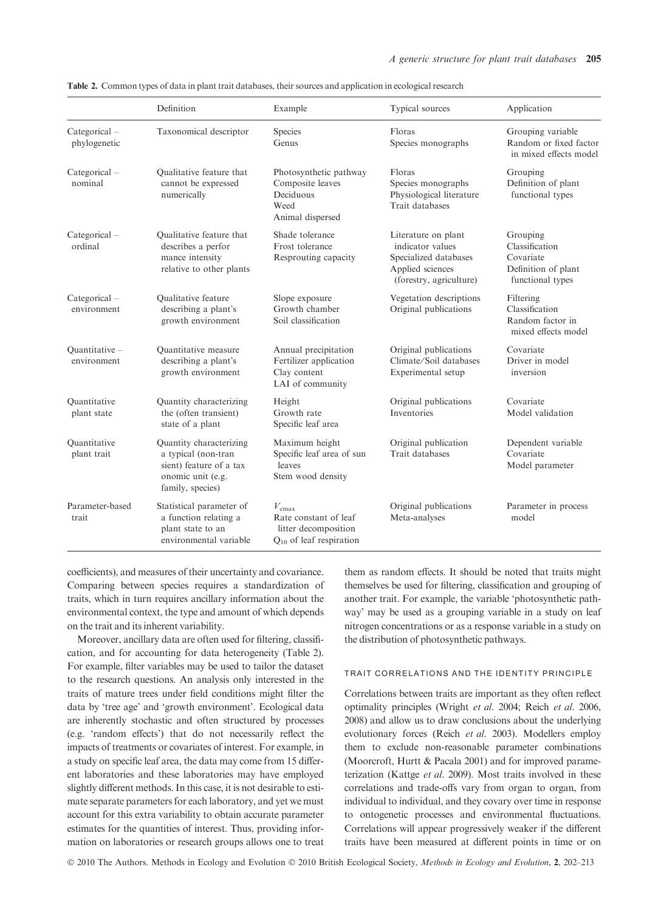**Table 2.** Common types of data in plant trait databases, their sources and application in ecological research

| | Definition | Example | Typical sources | Application |
|---|---|---|---|---|
| Categorical – phylogenetic | Taxonomical descriptor | Species<br>Genus | Floras<br>Species monographs | Grouping variable<br>Random or fixed factor in mixed effects model |
| Categorical – nominal | Qualitative feature that cannot be expressed numerically | Photosynthetic pathway<br>Composite leaves<br>Deciduous<br>Weed<br>Animal dispersed | Floras<br>Species monographs<br>Physiological literature<br>Trait databases | Grouping<br>Definition of plant functional types |
| Categorical – ordinal | Qualitative feature that describes a perfor mance intensity relative to other plants | Shade tolerance<br>Frost tolerance<br>Resprouting capacity | Literature on plant indicator values<br>Specialized databases<br>Applied sciences (forestry, agriculture) | Grouping<br>Classification<br>Covariate<br>Definition of plant functional types |
| Categorical – environment | Qualitative feature describing a plant's growth environment | Slope exposure<br>Growth chamber<br>Soil classification | Vegetation descriptions<br>Original publications | Filtering<br>Classification<br>Random factor in mixed effects model |
| Quantitative – environment | Quantitative measure describing a plant's growth environment | Annual precipitation<br>Fertilizer application<br>Clay content<br>LAI of community | Original publications<br>Climate/Soil databases<br>Experimental setup | Covariate<br>Driver in model inversion |
| Quantitative plant state | Quantity characterizing the (often transient) state of a plant | Height<br>Growth rate<br>Specific leaf area | Original publications<br>Inventories | Covariate<br>Model validation |
| Quantitative plant trait | Quantity characterizing a typical (non-tran sient) feature of a tax onomic unit (e.g. family, species) | Maximum height<br>Specific leaf area of sun leaves<br>Stem wood density | Original publication<br>Trait databases | Dependent variable<br>Covariate<br>Model parameter |
| Parameter-based trait | Statistical parameter of a function relating a plant state to an environmental variable | $V_{cmax}$<br>Rate constant of leaf litter decomposition<br>$Q_{10}$ of leaf respiration | Original publications<br>Meta-analyses | Parameter in process model |

coefficients), and measures of their uncertainty and covariance. Comparing between species requires a standardization of traits, which in turn requires ancillary information about the environmental context, the type and amount of which depends on the trait and its inherent variability.

Moreover, ancillary data are often used for filtering, classification, and for accounting for data heterogeneity (Table 2). For example, filter variables may be used to tailor the dataset to the research questions. An analysis only interested in the traits of mature trees under field conditions might filter the data by 'tree age' and 'growth environment'. Ecological data are inherently stochastic and often structured by processes (e.g. 'random effects') that do not necessarily reflect the impacts of treatments or covariates of interest. For example, in a study on specific leaf area, the data may come from 15 different laboratories and these laboratories may have employed slightly different methods. In this case, it is not desirable to estimate separate parameters for each laboratory, and yet we must account for this extra variability to obtain accurate parameter estimates for the quantities of interest. Thus, providing information on laboratories or research groups allows one to treat them as random effects. It should be noted that traits might themselves be used for filtering, classification and grouping of another trait. For example, the variable 'photosynthetic pathway' may be used as a grouping variable in a study on leaf nitrogen concentrations or as a response variable in a study on the distribution of photosynthetic pathways.

## TRAIT CORRELATIONS AND THE IDENTITY PRINCIPLE

Correlations between traits are important as they often reflect optimality principles (Wright *et al*. 2004; Reich *et al*. 2006, 2008) and allow us to draw conclusions about the underlying evolutionary forces (Reich *et al*. 2003). Modellers employ them to exclude non-reasonable parameter combinations (Moorcroft, Hurtt & Pacala 2001) and for improved parameterization (Kattge *et al*. 2009). Most traits involved in these correlations and trade-offs vary from organ to organ, from individual to individual, and they covary over time in response to ontogenetic processes and environmental fluctuations. Correlations will appear progressively weaker if the different traits have been measured at different points in time or on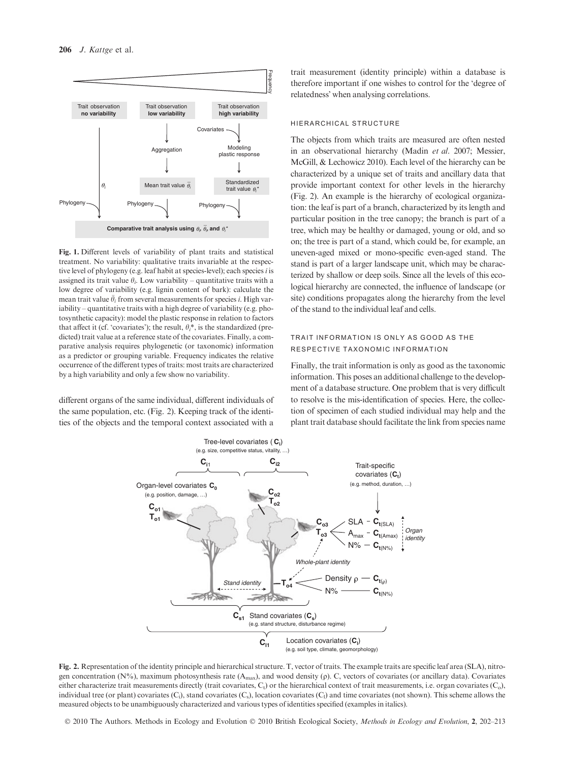Fig. 1. Different levels of variability of plant traits and statistical treatment. No variability: qualitative traits invariable at the respective level of phylogeny (e.g. leaf habit at species-level); each species $i$ is assigned its trait value $\theta_i$. Low variability – quantitative traits with a low degree of variability (e.g. lignin content of bark): calculate the mean trait value $\bar{\theta}_i$ from several measurements for species $i$. High variability – quantitative traits with a high degree of variability (e.g. photosynthetic capacity): model the plastic response in relation to factors that affect it (cf. 'covariates'); the result, $\theta_i^*$, is the standardized (predicted) trait value at a reference state of the covariates. Finally, a comparative analysis requires phylogenetic (or taxonomic) information as a predictor or grouping variable. Frequency indicates the relative occurrence of the different types of traits: most traits are characterized by a high variability and only a few show no variability.

different organs of the same individual, different individuals of the same population, etc. (Fig. 2). Keeping track of the identities of the objects and the temporal context associated with a trait measurement (identity principle) within a database is therefore important if one wishes to control for the 'degree of relatedness' when analysing correlations.

### HIERARCHICAL STRUCTURE

The objects from which traits are measured are often nested in an observational hierarchy (Madin *et al*. 2007; Messier, McGill, & Lechowicz 2010). Each level of the hierarchy can be characterized by a unique set of traits and ancillary data that provide important context for other levels in the hierarchy (Fig. 2). An example is the hierarchy of ecological organization: the leaf is part of a branch, characterized by its length and particular position in the tree canopy; the branch is part of a tree, which may be healthy or damaged, young or old, and so on; the tree is part of a stand, which could be, for example, an uneven-aged mixed or mono-specific even-aged stand. The stand is part of a larger landscape unit, which may be characterized by shallow or deep soils. Since all the levels of this ecological hierarchy are connected, the influence of landscape (or site) conditions propagates along the hierarchy from the level of the stand to the individual leaf and cells.

### TRAIT INFORMATION IS ONLY AS GOOD AS THE RESPECTIVE TAXONOMIC INFORMATION

Finally, the trait information is only as good as the taxonomic information. This poses an additional challenge to the development of a database structure. One problem that is very difficult to resolve is the mis-identification of species. Here, the collection of specimen of each studied individual may help and the plant trait database should facilitate the link from species name

Fig. 2. Representation of the identity principle and hierarchical structure. T, vector of traits. The example traits are specific leaf area (SLA), nitrogen concentration (N%), maximum photosynthesis rate ($A_{max}$), and wood density ($\rho$). C, vectors of covariates (or ancillary data). Covariates either characterize trait measurements directly (trait covariates, $C_t$) or the hierarchical context of trait measurements, i.e. organ covariates ($C_o$), individual tree (or plant) covariates ($C_i$), stand covariates ($C_s$), location covariates ($C_l$) and time covariates (not shown). This scheme allows the measured objects to be unambiguously characterized and various types of identities specified (examples in italics).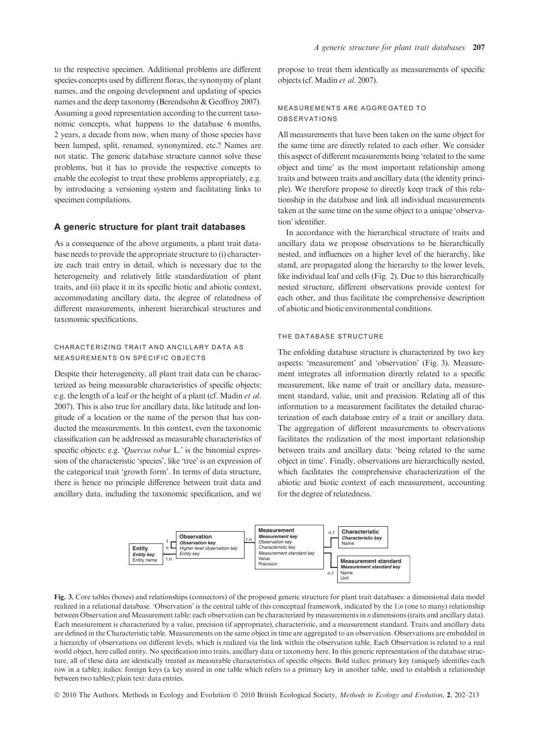to the respective specimen. Additional problems are different species concepts used by different floras, the synonymy of plant names, and the ongoing development and updating of species names and the deep taxonomy (Berendsohn & Geoffroy 2007). Assuming a good representation according to the current taxonomic concepts, what happens to the database 6 months, 2 years, a decade from now, when many of those species have been lumped, split, renamed, synonymized, etc.? Names are not static. The generic database structure cannot solve these problems, but it has to provide the respective concepts to enable the ecologist to treat these problems appropriately, e.g. by introducing a versioning system and facilitating links to specimen compilations.

## A generic structure for plant trait databases

As a consequence of the above arguments, a plant trait database needs to provide the appropriate structure to (i) characterize each trait entry in detail, which is necessary due to the heterogeneity and relatively little standardization of plant traits, and (ii) place it in its specific biotic and abiotic context, accommodating ancillary data, the degree of relatedness of different measurements, inherent hierarchical structures and taxonomic specifications.

### CHARACTERIZING TRAIT AND ANCILLARY DATA AS MEASUREMENTS ON SPECIFIC OBJECTS

Despite their heterogeneity, all plant trait data can be characterized as being measurable characteristics of specific objects: e.g. the length of a leaf or the height of a plant (cf. Madin *et al.* 2007). This is also true for ancillary data, like latitude and longitude of a location or the name of the person that has conducted the measurements. In this context, even the taxonomic classification can be addressed as measurable characteristics of specific objects: e.g. '*Quercus robur* L.' is the binomial expression of the characteristic 'species', like 'tree' is an expression of the categorical trait 'growth form'. In terms of data structure, there is hence no principle difference between trait data and ancillary data, including the taxonomic specification, and we propose to treat them identically as measurements of specific objects (cf. Madin *et al.* 2007).

### MEASUREMENTS ARE AGGREGATED TO OBSERVATIONS

All measurements that have been taken on the same object for the same time are directly related to each other. We consider this aspect of different measurements being 'related to the same object and time' as the most important relationship among traits and between traits and ancillary data (the identity principle). We therefore propose to directly keep track of this relationship in the database and link all individual measurements taken at the same time on the same object to a unique 'observation' identifier.

In accordance with the hierarchical structure of traits and ancillary data we propose observations to be hierarchically nested, and influences on a higher level of the hierarchy, like stand, are propagated along the hierarchy to the lower levels, like individual leaf and cells (Fig. 2). Due to this hierarchically nested structure, different observations provide context for each other, and thus facilitate the comprehensive description of abiotic and biotic environmental conditions.

### THE DATABASE STRUCTURE

The enfolding database structure is characterized by two key aspects: 'measurement' and 'observation' (Fig. 3). Measurement integrates all information directly related to a specific measurement, like name of trait or ancillary data, measurement standard, value, unit and precision. Relating all of this information to a measurement facilitates the detailed characterization of each database entry of a trait or ancillary data. The aggregation of different measurements to observations facilitates the realization of the most important relationship between traits and ancillary data: 'being related to the same object in time'. Finally, observations are hierarchically nested, which facilitates the comprehensive characterization of the abiotic and biotic context of each measurement, accounting for the degree of relatedness.

| Table | Fields |
|---|---|
| **Entity** | ***Entity key***; Entity name |
| **Observation** | ***Observation key***; *Higher level observation key*; *Entity key* |
| **Measurement** | ***Measurement key***; *Observation key*; *Characteristic key*; *Measurement standard key*; Value; Precision |
| **Characteristic** | ***Characteristic key***; Name |
| **Measurement standard** | ***Measurement standard key***; Name; Unit |

Relationships: Entity–Observation 1:n; Observation–Observation (higher level) 1:n; Observation–Measurement 1:n; Measurement–Characteristic n:1; Measurement–Measurement standard n:1.

**Fig. 3.** Core tables (boxes) and relationships (connectors) of the proposed generic structure for plant trait databases: a dimensional data model realized in a relational database. 'Observation' is the central table of this conceptual framework, indicated by the 1:*n* (one to many) relationship between Observation and Measurement table: each observation can be characterized by measurements in *n* dimensions (traits and ancillary data). Each measurement is characterized by a value, precision (if appropriate), characteristic, and a measurement standard. Traits and ancillary data are defined in the Characteristic table. Measurements on the same object in time are aggregated to an observation. Observations are embedded in a hierarchy of observations on different levels, which is realized via the link within the observation table. Each Observation is related to a real world object, here called entity. No specification into traits, ancillary data or taxonomy here. In this generic representation of the database structure, all of these data are identically treated as measurable characteristics of specific objects. Bold italics: primary key (uniquely identifies each row in a table); italics: foreign keys (a key stored in one table which refers to a primary key in another table, used to establish a relationship between two tables); plain text: data entries.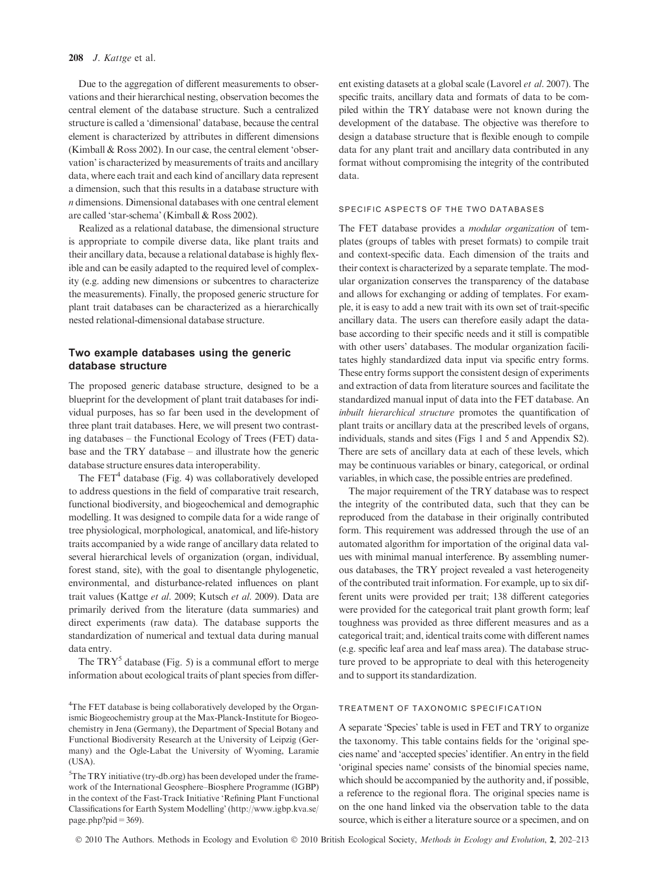Due to the aggregation of different measurements to observations and their hierarchical nesting, observation becomes the central element of the database structure. Such a centralized structure is called a 'dimensional' database, because the central element is characterized by attributes in different dimensions (Kimball & Ross 2002). In our case, the central element 'observation' is characterized by measurements of traits and ancillary data, where each trait and each kind of ancillary data represent a dimension, such that this results in a database structure with *n* dimensions. Dimensional databases with one central element are called 'star-schema' (Kimball & Ross 2002).

Realized as a relational database, the dimensional structure is appropriate to compile diverse data, like plant traits and their ancillary data, because a relational database is highly flexible and can be easily adapted to the required level of complexity (e.g. adding new dimensions or subcentres to characterize the measurements). Finally, the proposed generic structure for plant trait databases can be characterized as a hierarchically nested relational-dimensional database structure.

## Two example databases using the generic database structure

The proposed generic database structure, designed to be a blueprint for the development of plant trait databases for individual purposes, has so far been used in the development of three plant trait databases. Here, we will present two contrasting databases – the Functional Ecology of Trees (FET) database and the TRY database – and illustrate how the generic database structure ensures data interoperability.

The FET[4] database (Fig. 4) was collaboratively developed to address questions in the field of comparative trait research, functional biodiversity, and biogeochemical and demographic modelling. It was designed to compile data for a wide range of tree physiological, morphological, anatomical, and life-history traits accompanied by a wide range of ancillary data related to several hierarchical levels of organization (organ, individual, forest stand, site), with the goal to disentangle phylogenetic, environmental, and disturbance-related influences on plant trait values (Kattge *et al.* 2009; Kutsch *et al.* 2009). Data are primarily derived from the literature (data summaries) and direct experiments (raw data). The database supports the standardization of numerical and textual data during manual data entry.

The TRY[5] database (Fig. 5) is a communal effort to merge information about ecological traits of plant species from different existing datasets at a global scale (Lavorel *et al.* 2007). The specific traits, ancillary data and formats of data to be compiled within the TRY database were not known during the development of the database. The objective was therefore to design a database structure that is flexible enough to compile data for any plant trait and ancillary data contributed in any format without compromising the integrity of the contributed data.

### SPECIFIC ASPECTS OF THE TWO DATABASES

The FET database provides a *modular organization* of templates (groups of tables with preset formats) to compile trait and context-specific data. Each dimension of the traits and their context is characterized by a separate template. The modular organization conserves the transparency of the database and allows for exchanging or adding of templates. For example, it is easy to add a new trait with its own set of trait-specific ancillary data. The users can therefore easily adapt the database according to their specific needs and it still is compatible with other users' databases. The modular organization facilitates highly standardized data input via specific entry forms. These entry forms support the consistent design of experiments and extraction of data from literature sources and facilitate the standardized manual input of data into the FET database. An *inbuilt hierarchical structure* promotes the quantification of plant traits or ancillary data at the prescribed levels of organs, individuals, stands and sites (Figs 1 and 5 and Appendix S2). There are sets of ancillary data at each of these levels, which may be continuous variables or binary, categorical, or ordinal variables, in which case, the possible entries are predefined.

The major requirement of the TRY database was to respect the integrity of the contributed data, such that they can be reproduced from the database in their originally contributed form. This requirement was addressed through the use of an automated algorithm for importation of the original data values with minimal manual interference. By assembling numerous databases, the TRY project revealed a vast heterogeneity of the contributed trait information. For example, up to six different units were provided per trait; 138 different categories were provided for the categorical trait plant growth form; leaf toughness was provided as three different measures and as a categorical trait; and, identical traits come with different names (e.g. specific leaf area and leaf mass area). The database structure proved to be appropriate to deal with this heterogeneity and to support its standardization.

### TREATMENT OF TAXONOMIC SPECIFICATION

A separate 'Species' table is used in FET and TRY to organize the taxonomy. This table contains fields for the 'original species name' and 'accepted species' identifier. An entry in the field 'original species name' consists of the binomial species name, which should be accompanied by the authority and, if possible, a reference to the regional flora. The original species name is on the one hand linked via the observation table to the data source, which is either a literature source or a specimen, and on

---

[4] The FET database is being collaboratively developed by the Organismic Biogeochemistry group at the Max-Planck-Institute for Biogeochemistry in Jena (Germany), the Department of Special Botany and Functional Biodiversity Research at the University of Leipzig (Germany) and the Ogle-Labat the University of Wyoming, Laramie (USA).

[5] The TRY initiative (try-db.org) has been developed under the framework of the International Geosphere–Biosphere Programme (IGBP) in the context of the Fast-Track Initiative 'Refining Plant Functional Classifications for Earth System Modelling' (http://www.igbp.kva.se/page.php?pid = 369).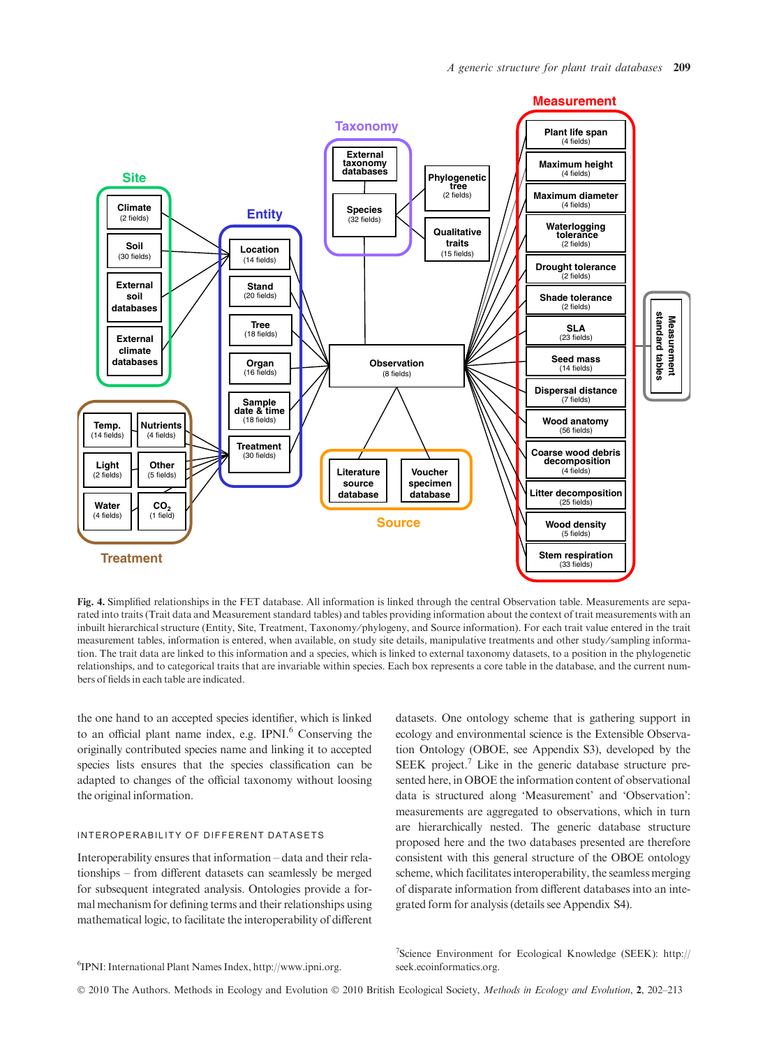**Fig. 4.** Simplified relationships in the FET database. All information is linked through the central Observation table. Measurements are separated into traits (Trait data and Measurement standard tables) and tables providing information about the context of trait measurements with an inbuilt hierarchical structure (Entity, Site, Treatment, Taxonomy/phylogeny, and Source information). For each trait value entered in the trait measurement tables, information is entered, when available, on study site details, manipulative treatments and other study/sampling information. The trait data are linked to this information and a species, which is linked to external taxonomy datasets, to a position in the phylogenetic relationships, and to categorical traits that are invariable within species. Each box represents a core table in the database, and the current numbers of fields in each table are indicated.

the one hand to an accepted species identifier, which is linked to an official plant name index, e.g. IPNI.[6] Conserving the originally contributed species name and linking it to accepted species lists ensures that the species classification can be adapted to changes of the official taxonomy without loosing the original information.

## INTEROPERABILITY OF DIFFERENT DATASETS

Interoperability ensures that information – data and their relationships – from different datasets can seamlessly be merged for subsequent integrated analysis. Ontologies provide a formal mechanism for defining terms and their relationships using mathematical logic, to facilitate the interoperability of different datasets. One ontology scheme that is gathering support in ecology and environmental science is the Extensible Observation Ontology (OBOE, see Appendix S3), developed by the SEEK project.[7] Like in the generic database structure presented here, in OBOE the information content of observational data is structured along 'Measurement' and 'Observation': measurements are aggregated to observations, which in turn are hierarchically nested. The generic database structure proposed here and the two databases presented are therefore consistent with this general structure of the OBOE ontology scheme, which facilitates interoperability, the seamless merging of disparate information from different databases into an integrated form for analysis (details see Appendix S4).

[6] IPNI: International Plant Names Index, http://www.ipni.org.

[7] Science Environment for Ecological Knowledge (SEEK): http://seek.ecoinformatics.org.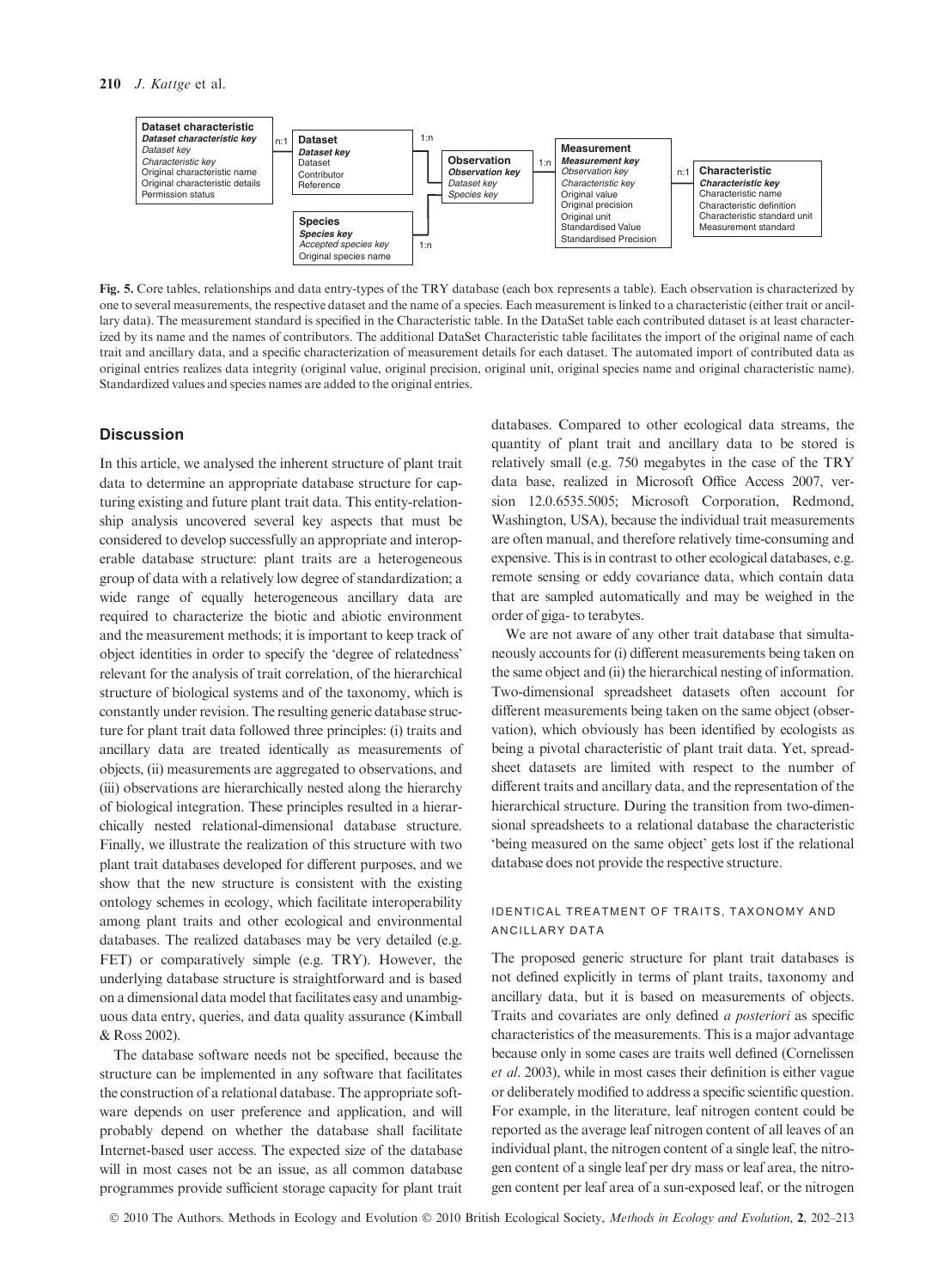| Dataset characteristic |
|---|
| ***Dataset characteristic key*** |
| *Dataset key* |
| *Characteristic key* |
| Original characteristic name |
| Original characteristic details |
| Permission status |

| Dataset |
|---|
| ***Dataset key*** |
| Dataset |
| Contributor |
| Reference |

| Species |
|---|
| ***Species key*** |
| *Accepted species key* |
| Original species name |

| Observation |
|---|
| ***Observation key*** |
| *Dataset key* |
| *Species key* |

| Measurement |
|---|
| ***Measurement key*** |
| *Observation key* |
| *Characteristic key* |
| Original value |
| Original precision |
| Original unit |
| Standardised Value |
| Standardised Precision |

| Characteristic |
|---|
| ***Characteristic key*** |
| Characteristic name |
| Characteristic definition |
| Characteristic standard unit |
| Measurement standard |

Relationships: Dataset characteristic – Dataset (n:1); Dataset – Observation (1:n); Species – Observation (1:n); Observation – Measurement (1:n); Measurement – Characteristic (n:1).

**Fig. 5.** Core tables, relationships and data entry-types of the TRY database (each box represents a table). Each observation is characterized by one to several measurements, the respective dataset and the name of a species. Each measurement is linked to a characteristic (either trait or ancillary data). The measurement standard is specified in the Characteristic table. In the DataSet table each contributed dataset is at least characterized by its name and the names of contributors. The additional DataSet Characteristic table facilitates the import of the original name of each trait and ancillary data, and a specific characterization of measurement details for each dataset. The automated import of contributed data as original entries realizes data integrity (original value, original precision, original unit, original species name and original characteristic name). Standardized values and species names are added to the original entries.

## Discussion

In this article, we analysed the inherent structure of plant trait data to determine an appropriate database structure for capturing existing and future plant trait data. This entity-relationship analysis uncovered several key aspects that must be considered to develop successfully an appropriate and interoperable database structure: plant traits are a heterogeneous group of data with a relatively low degree of standardization; a wide range of equally heterogeneous ancillary data are required to characterize the biotic and abiotic environment and the measurement methods; it is important to keep track of object identities in order to specify the 'degree of relatedness' relevant for the analysis of trait correlation, of the hierarchical structure of biological systems and of the taxonomy, which is constantly under revision. The resulting generic database structure for plant trait data followed three principles: (i) traits and ancillary data are treated identically as measurements of objects, (ii) measurements are aggregated to observations, and (iii) observations are hierarchically nested along the hierarchy of biological integration. These principles resulted in a hierarchically nested relational-dimensional database structure. Finally, we illustrate the realization of this structure with two plant trait databases developed for different purposes, and we show that the new structure is consistent with the existing ontology schemes in ecology, which facilitate interoperability among plant traits and other ecological and environmental databases. The realized databases may be very detailed (e.g. FET) or comparatively simple (e.g. TRY). However, the underlying database structure is straightforward and is based on a dimensional data model that facilitates easy and unambiguous data entry, queries, and data quality assurance (Kimball & Ross 2002).

The database software needs not be specified, because the structure can be implemented in any software that facilitates the construction of a relational database. The appropriate software depends on user preference and application, and will probably depend on whether the database shall facilitate Internet-based user access. The expected size of the database will in most cases not be an issue, as all common database programmes provide sufficient storage capacity for plant trait databases. Compared to other ecological data streams, the quantity of plant trait and ancillary data to be stored is relatively small (e.g. 750 megabytes in the case of the TRY data base, realized in Microsoft Office Access 2007, version 12.0.6535.5005; Microsoft Corporation, Redmond, Washington, USA), because the individual trait measurements are often manual, and therefore relatively time-consuming and expensive. This is in contrast to other ecological databases, e.g. remote sensing or eddy covariance data, which contain data that are sampled automatically and may be weighed in the order of giga- to terabytes.

We are not aware of any other trait database that simultaneously accounts for (i) different measurements being taken on the same object and (ii) the hierarchical nesting of information. Two-dimensional spreadsheet datasets often account for different measurements being taken on the same object (observation), which obviously has been identified by ecologists as being a pivotal characteristic of plant trait data. Yet, spreadsheet datasets are limited with respect to the number of different traits and ancillary data, and the representation of the hierarchical structure. During the transition from two-dimensional spreadsheets to a relational database the characteristic 'being measured on the same object' gets lost if the relational database does not provide the respective structure.

### IDENTICAL TREATMENT OF TRAITS, TAXONOMY AND ANCILLARY DATA

The proposed generic structure for plant trait databases is not defined explicitly in terms of plant traits, taxonomy and ancillary data, but it is based on measurements of objects. Traits and covariates are only defined *a posteriori* as specific characteristics of the measurements. This is a major advantage because only in some cases are traits well defined (Cornelissen *et al.* 2003), while in most cases their definition is either vague or deliberately modified to address a specific scientific question. For example, in the literature, leaf nitrogen content could be reported as the average leaf nitrogen content of all leaves of an individual plant, the nitrogen content of a single leaf, the nitrogen content of a single leaf per dry mass or leaf area, the nitrogen content per leaf area of a sun-exposed leaf, or the nitrogen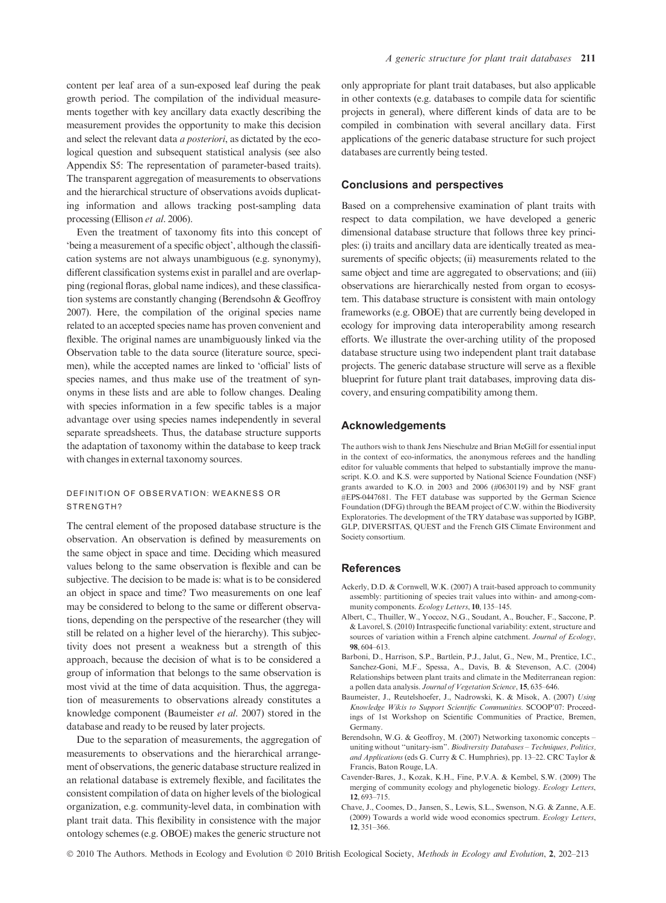content per leaf area of a sun-exposed leaf during the peak growth period. The compilation of the individual measurements together with key ancillary data exactly describing the measurement provides the opportunity to make this decision and select the relevant data *a posteriori*, as dictated by the ecological question and subsequent statistical analysis (see also Appendix S5: The representation of parameter-based traits). The transparent aggregation of measurements to observations and the hierarchical structure of observations avoids duplicating information and allows tracking post-sampling data processing (Ellison *et al*. 2006).

Even the treatment of taxonomy fits into this concept of 'being a measurement of a specific object', although the classification systems are not always unambiguous (e.g. synonymy), different classification systems exist in parallel and are overlapping (regional floras, global name indices), and these classification systems are constantly changing (Berendsohn & Geoffroy 2007). Here, the compilation of the original species name related to an accepted species name has proven convenient and flexible. The original names are unambiguously linked via the Observation table to the data source (literature source, specimen), while the accepted names are linked to 'official' lists of species names, and thus make use of the treatment of synonyms in these lists and are able to follow changes. Dealing with species information in a few specific tables is a major advantage over using species names independently in several separate spreadsheets. Thus, the database structure supports the adaptation of taxonomy within the database to keep track with changes in external taxonomy sources.

#### DEFINITION OF OBSERVATION: WEAKNESS OR STRENGTH?

The central element of the proposed database structure is the observation. An observation is defined by measurements on the same object in space and time. Deciding which measured values belong to the same observation is flexible and can be subjective. The decision to be made is: what is to be considered an object in space and time? Two measurements on one leaf may be considered to belong to the same or different observations, depending on the perspective of the researcher (they will still be related on a higher level of the hierarchy). This subjectivity does not present a weakness but a strength of this approach, because the decision of what is to be considered a group of information that belongs to the same observation is most vivid at the time of data acquisition. Thus, the aggregation of measurements to observations already constitutes a knowledge component (Baumeister *et al*. 2007) stored in the database and ready to be reused by later projects.

Due to the separation of measurements, the aggregation of measurements to observations and the hierarchical arrangement of observations, the generic database structure realized in an relational database is extremely flexible, and facilitates the consistent compilation of data on higher levels of the biological organization, e.g. community-level data, in combination with plant trait data. This flexibility in consistence with the major ontology schemes (e.g. OBOE) makes the generic structure not only appropriate for plant trait databases, but also applicable in other contexts (e.g. databases to compile data for scientific projects in general), where different kinds of data are to be compiled in combination with several ancillary data. First applications of the generic database structure for such project databases are currently being tested.

## Conclusions and perspectives

Based on a comprehensive examination of plant traits with respect to data compilation, we have developed a generic dimensional database structure that follows three key principles: (i) traits and ancillary data are identically treated as measurements of specific objects; (ii) measurements related to the same object and time are aggregated to observations; and (iii) observations are hierarchically nested from organ to ecosystem. This database structure is consistent with main ontology frameworks (e.g. OBOE) that are currently being developed in ecology for improving data interoperability among research efforts. We illustrate the over-arching utility of the proposed database structure using two independent plant trait database projects. The generic database structure will serve as a flexible blueprint for future plant trait databases, improving data discovery, and ensuring compatibility among them.

## Acknowledgements

The authors wish to thank Jens Nieschulze and Brian McGill for essential input in the context of eco-informatics, the anonymous referees and the handling editor for valuable comments that helped to substantially improve the manuscript. K.O. and K.S. were supported by National Science Foundation (NSF) grants awarded to K.O. in 2003 and 2006 (#0630119) and by NSF grant #EPS-0447681. The FET database was supported by the German Science Foundation (DFG) through the BEAM project of C.W. within the Biodiversity Exploratories. The development of the TRY database was supported by IGBP, GLP, DIVERSITAS, QUEST and the French GIS Climate Environment and Society consortium.

## References

Ackerly, D.D. & Cornwell, W.K. (2007) A trait-based approach to community assembly: partitioning of species trait values into within- and among-community components. *Ecology Letters*, **10**, 135–145.

Albert, C., Thuiller, W., Yoccoz, N.G., Soudant, A., Boucher, F., Saccone, P. & Lavorel, S. (2010) Intraspecific functional variability: extent, structure and sources of variation within a French alpine catchment. *Journal of Ecology*, **98**, 604–613.

Barboni, D., Harrison, S.P., Bartlein, P.J., Jalut, G., New, M., Prentice, I.C., Sanchez-Goni, M.F., Spessa, A., Davis, B. & Stevenson, A.C. (2004) Relationships between plant traits and climate in the Mediterranean region: a pollen data analysis. *Journal of Vegetation Science*, **15**, 635–646.

Baumeister, J., Reutelshoefer, J., Nadrowski, K. & Misok, A. (2007) *Using Knowledge Wikis to Support Scientific Communities*. SCOOP'07: Proceedings of 1st Workshop on Scientific Communities of Practice, Bremen, Germany.

Berendsohn, W.G. & Geoffroy, M. (2007) Networking taxonomic concepts – uniting without "unitary-ism". *Biodiversity Databases – Techniques, Politics, and Applications* (eds G. Curry & C. Humphries), pp. 13–22. CRC Taylor & Francis, Baton Rouge, LA.

Cavender-Bares, J., Kozak, K.H., Fine, P.V.A. & Kembel, S.W. (2009) The merging of community ecology and phylogenetic biology. *Ecology Letters*, **12**, 693–715.

Chave, J., Coomes, D., Jansen, S., Lewis, S.L., Swenson, N.G. & Zanne, A.E. (2009) Towards a world wide wood economics spectrum. *Ecology Letters*, **12**, 351–366.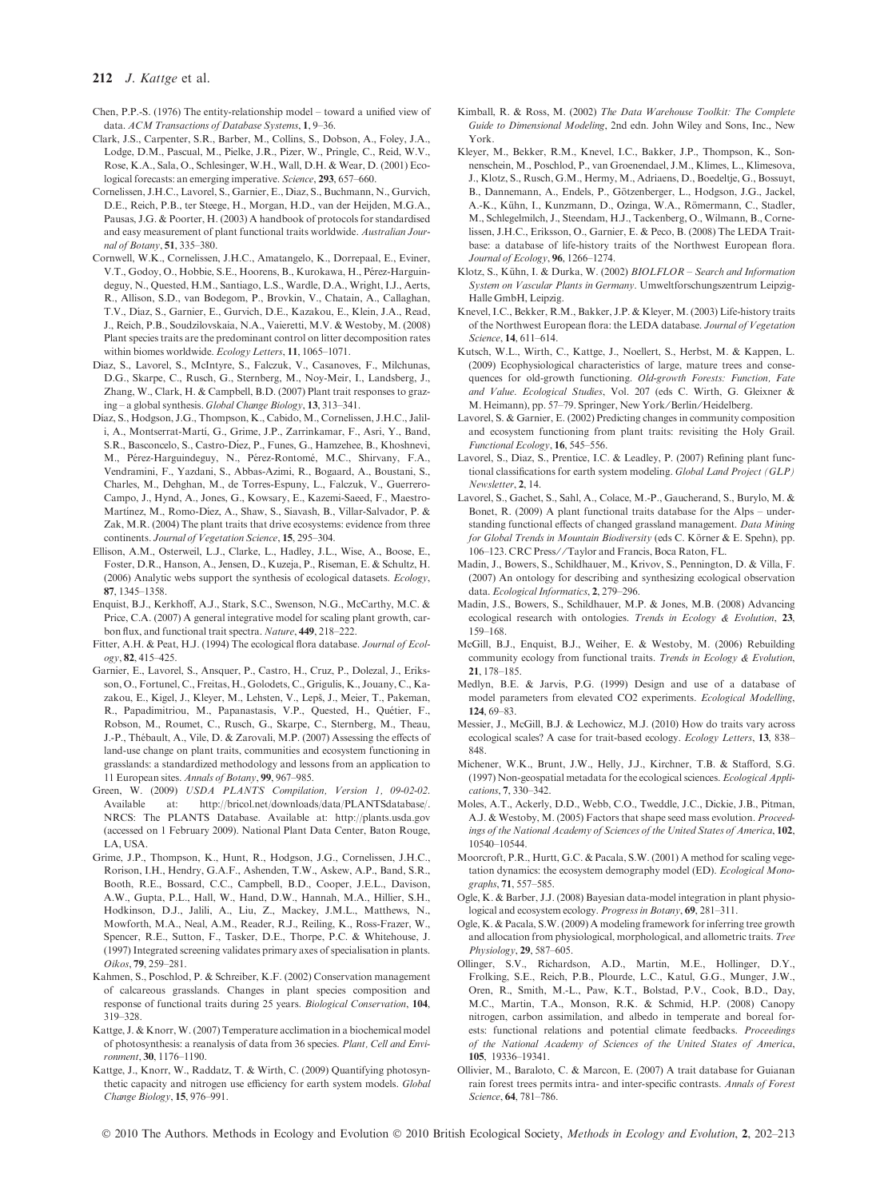Chen, P.P.-S. (1976) The entity-relationship model – toward a unified view of data. *ACM Transactions of Database Systems*, **1**, 9–36.

Clark, J.S., Carpenter, S.R., Barber, M., Collins, S., Dobson, A., Foley, J.A., Lodge, D.M., Pascual, M., Pielke, J.R., Pizer, W., Pringle, C., Reid, W.V., Rose, K.A., Sala, O., Schlesinger, W.H., Wall, D.H. & Wear, D. (2001) Ecological forecasts: an emerging imperative. *Science*, **293**, 657–660.

Cornelissen, J.H.C., Lavorel, S., Garnier, E., Diaz, S., Buchmann, N., Gurvich, D.E., Reich, P.B., ter Steege, H., Morgan, H.D., van der Heijden, M.G.A., Pausas, J.G. & Poorter, H. (2003) A handbook of protocols for standardised and easy measurement of plant functional traits worldwide. *Australian Journal of Botany*, **51**, 335–380.

Cornwell, W.K., Cornelissen, J.H.C., Amatangelo, K., Dorrepaal, E., Eviner, V.T., Godoy, O., Hobbie, S.E., Hoorens, B., Kurokawa, H., Pérez-Harguindeguy, N., Quested, H.M., Santiago, L.S., Wardle, D.A., Wright, I.J., Aerts, R., Allison, S.D., van Bodegom, P., Brovkin, V., Chatain, A., Callaghan, T.V., Díaz, S., Garnier, E., Gurvich, D.E., Kazakou, E., Klein, J.A., Read, J., Reich, P.B., Soudzilovskaia, N.A., Vaieretti, M.V. & Westoby, M. (2008) Plant species traits are the predominant control on litter decomposition rates within biomes worldwide. *Ecology Letters*, **11**, 1065–1071.

Diaz, S., Lavorel, S., McIntyre, S., Falczuk, V., Casanoves, F., Milchunas, D.G., Skarpe, C., Rusch, G., Sternberg, M., Noy-Meir, I., Landsberg, J., Zhang, W., Clark, H. & Campbell, B.D. (2007) Plant trait responses to grazing – a global synthesis. *Global Change Biology*, **13**, 313–341.

Díaz, S., Hodgson, J.G., Thompson, K., Cabido, M., Cornelissen, J.H.C., Jalili, A., Montserrat-Martí, G., Grime, J.P., Zarrinkamar, F., Asri, Y., Band, S.R., Basconcelo, S., Castro-Díez, P., Funes, G., Hamzehee, B., Khoshnevi, M., Pérez-Harguindeguy, N., Pérez-Rontomé, M.C., Shirvany, F.A., Vendramini, F., Yazdani, S., Abbas-Azimi, R., Bogaard, A., Boustani, S., Charles, M., Dehghan, M., de Torres-Espuny, L., Falczuk, V., Guerrero-Campo, J., Hynd, A., Jones, G., Kowsary, E., Kazemi-Saeed, F., Maestro-Martínez, M., Romo-Díez, A., Shaw, S., Siavash, B., Villar-Salvador, P. & Zak, M.R. (2004) The plant traits that drive ecosystems: evidence from three continents. *Journal of Vegetation Science*, **15**, 295–304.

Ellison, A.M., Osterweil, L.J., Clarke, L., Hadley, J.L., Wise, A., Boose, E., Foster, D.R., Hanson, A., Jensen, D., Kuzeja, P., Riseman, E. & Schultz, H. (2006) Analytic webs support the synthesis of ecological datasets. *Ecology*, **87**, 1345–1358.

Enquist, B.J., Kerkhoff, A.J., Stark, S.C., Swenson, N.G., McCarthy, M.C. & Price, C.A. (2007) A general integrative model for scaling plant growth, carbon flux, and functional trait spectra. *Nature*, **449**, 218–222.

Fitter, A.H. & Peat, H.J. (1994) The ecological flora database. *Journal of Ecology*, **82**, 415–425.

Garnier, E., Lavorel, S., Ansquer, P., Castro, H., Cruz, P., Dolezal, J., Eriksson, O., Fortunel, C., Freitas, H., Golodets, C., Grigulis, K., Jouany, C., Kazakou, E., Kigel, J., Kleyer, M., Lehsten, V., Lepš, J., Meier, T., Pakeman, R., Papadimitriou, M., Papanastasis, V.P., Quested, H., Quétier, F., Robson, M., Roumet, C., Rusch, G., Skarpe, C., Sternberg, M., Theau, J.-P., Thébault, A., Vile, D. & Zarovali, M.P. (2007) Assessing the effects of land-use change on plant traits, communities and ecosystem functioning in grasslands: a standardized methodology and lessons from an application to 11 European sites. *Annals of Botany*, **99**, 967–985.

Green, W. (2009) *USDA PLANTS Compilation, Version 1, 09-02-02*. Available at: http://bricol.net/downloads/data/PLANTSdatabase/. NRCS: The PLANTS Database. Available at: http://plants.usda.gov (accessed on 1 February 2009). National Plant Data Center, Baton Rouge, LA, USA.

Grime, J.P., Thompson, K., Hunt, R., Hodgson, J.G., Cornelissen, J.H.C., Rorison, I.H., Hendry, G.A.F., Ashenden, T.W., Askew, A.P., Band, S.R., Booth, R.E., Bossard, C.C., Campbell, B.D., Cooper, J.E.L., Davison, A.W., Gupta, P.L., Hall, W., Hand, D.W., Hannah, M.A., Hillier, S.H., Hodkinson, D.J., Jalili, A., Liu, Z., Mackey, J.M.L., Matthews, N., Mowforth, M.A., Neal, A.M., Reader, R.J., Reiling, K., Ross-Fraser, W., Spencer, R.E., Sutton, F., Tasker, D.E., Thorpe, P.C. & Whitehouse, J. (1997) Integrated screening validates primary axes of specialisation in plants. *Oikos*, **79**, 259–281.

Kahmen, S., Poschlod, P. & Schreiber, K.F. (2002) Conservation management of calcareous grasslands. Changes in plant species composition and response of functional traits during 25 years. *Biological Conservation*, **104**, 319–328.

Kattge, J. & Knorr, W. (2007) Temperature acclimation in a biochemical model of photosynthesis: a reanalysis of data from 36 species. *Plant, Cell and Environment*, **30**, 1176–1190.

Kattge, J., Knorr, W., Raddatz, T. & Wirth, C. (2009) Quantifying photosynthetic capacity and nitrogen use efficiency for earth system models. *Global Change Biology*, **15**, 976–991.

Kimball, R. & Ross, M. (2002) *The Data Warehouse Toolkit: The Complete Guide to Dimensional Modeling*, 2nd edn. John Wiley and Sons, Inc., New York.

Kleyer, M., Bekker, R.M., Knevel, I.C., Bakker, J.P., Thompson, K., Sonnenschein, M., Poschlod, P., van Groenendael, J.M., Klimes, L., Klimesova, J., Klotz, S., Rusch, G.M., Hermy, M., Adriaens, D., Boedeltje, G., Bossuyt, B., Dannemann, A., Endels, P., Götzenberger, L., Hodgson, J.G., Jackel, A.-K., Kühn, I., Kunzmann, D., Ozinga, W.A., Römermann, C., Stadler, M., Schlegelmilch, J., Steendam, H.J., Tackenberg, O., Wilmann, B., Cornelissen, J.H.C., Eriksson, O., Garnier, E. & Peco, B. (2008) The LEDA Traitbase: a database of life-history traits of the Northwest European flora. *Journal of Ecology*, **96**, 1266–1274.

Klotz, S., Kühn, I. & Durka, W. (2002) *BIOLFLOR – Search and Information System on Vascular Plants in Germany*. Umweltforschungszentrum Leipzig-Halle GmbH, Leipzig.

Knevel, I.C., Bekker, R.M., Bakker, J.P. & Kleyer, M. (2003) Life-history traits of the Northwest European flora: the LEDA database. *Journal of Vegetation Science*, **14**, 611–614.

Kutsch, W.L., Wirth, C., Kattge, J., Noellert, S., Herbst, M. & Kappen, L. (2009) Ecophysiological characteristics of large, mature trees and consequences for old-growth functioning. *Old-growth Forests: Function, Fate and Value*. *Ecological Studies*, Vol. 207 (eds C. Wirth, G. Gleixner & M. Heimann), pp. 57–79. Springer, New York/Berlin/Heidelberg.

Lavorel, S. & Garnier, E. (2002) Predicting changes in community composition and ecosystem functioning from plant traits: revisiting the Holy Grail. *Functional Ecology*, **16**, 545–556.

Lavorel, S., Diaz, S., Prentice, I.C. & Leadley, P. (2007) Refining plant functional classifications for earth system modeling. *Global Land Project (GLP) Newsletter*, **2**, 14.

Lavorel, S., Gachet, S., Sahl, A., Colace, M.-P., Gaucherand, S., Burylo, M. & Bonet, R. (2009) A plant functional traits database for the Alps – understanding functional effects of changed grassland management. *Data Mining for Global Trends in Mountain Biodiversity* (eds C. Körner & E. Spehn), pp. 106–123. CRC Press//Taylor and Francis, Boca Raton, FL.

Madin, J., Bowers, S., Schildhauer, M., Krivov, S., Pennington, D. & Villa, F. (2007) An ontology for describing and synthesizing ecological observation data. *Ecological Informatics*, **2**, 279–296.

Madin, J.S., Bowers, S., Schildhauer, M.P. & Jones, M.B. (2008) Advancing ecological research with ontologies. *Trends in Ecology & Evolution*, **23**, 159–168.

McGill, B.J., Enquist, B.J., Weiher, E. & Westoby, M. (2006) Rebuilding community ecology from functional traits. *Trends in Ecology & Evolution*, **21**, 178–185.

Medlyn, B.E. & Jarvis, P.G. (1999) Design and use of a database of model parameters from elevated CO2 experiments. *Ecological Modelling*, **124**, 69–83.

Messier, J., McGill, B.J. & Lechowicz, M.J. (2010) How do traits vary across ecological scales? A case for trait-based ecology. *Ecology Letters*, **13**, 838–848.

Michener, W.K., Brunt, J.W., Helly, J.J., Kirchner, T.B. & Stafford, S.G. (1997) Non-geospatial metadata for the ecological sciences. *Ecological Applications*, **7**, 330–342.

Moles, A.T., Ackerly, D.D., Webb, C.O., Tweddle, J.C., Dickie, J.B., Pitman, A.J. & Westoby, M. (2005) Factors that shape seed mass evolution. *Proceedings of the National Academy of Sciences of the United States of America*, **102**, 10540–10544.

Moorcroft, P.R., Hurtt, G.C. & Pacala, S.W. (2001) A method for scaling vegetation dynamics: the ecosystem demography model (ED). *Ecological Monographs*, **71**, 557–585.

Ogle, K. & Barber, J.J. (2008) Bayesian data-model integration in plant physiological and ecosystem ecology. *Progress in Botany*, **69**, 281–311.

Ogle, K. & Pacala, S.W. (2009) A modeling framework for inferring tree growth and allocation from physiological, morphological, and allometric traits. *Tree Physiology*, **29**, 587–605.

Ollinger, S.V., Richardson, A.D., Martin, M.E., Hollinger, D.Y., Frolking, S.E., Reich, P.B., Plourde, L.C., Katul, G.G., Munger, J.W., Oren, R., Smith, M.-L., Paw, K.T., Bolstad, P.V., Cook, B.D., Day, M.C., Martin, T.A., Monson, R.K. & Schmid, H.P. (2008) Canopy nitrogen, carbon assimilation, and albedo in temperate and boreal forests: functional relations and potential climate feedbacks. *Proceedings of the National Academy of Sciences of the United States of America*, **105**, 19336–19341.

Ollivier, M., Baraloto, C. & Marcon, E. (2007) A trait database for Guianan rain forest trees permits intra- and inter-specific contrasts. *Annals of Forest Science*, **64**, 781–786.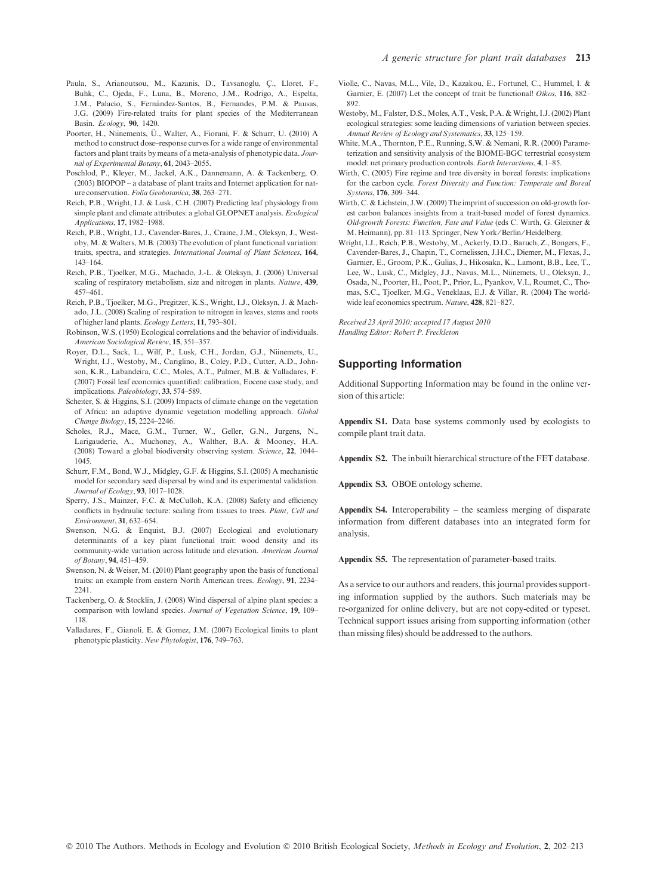Paula, S., Arianoutsou, M., Kazanis, D., Tavsanoglu, Ç., Lloret, F., Buhk, C., Ojeda, F., Luna, B., Moreno, J.M., Rodrigo, A., Espelta, J.M., Palacio, S., Fernández-Santos, B., Fernandes, P.M. & Pausas, J.G. (2009) Fire-related traits for plant species of the Mediterranean Basin. *Ecology*, **90**, 1420.

Poorter, H., Niinements, Ü., Walter, A., Fiorani, F. & Schurr, U. (2010) A method to construct dose–response curves for a wide range of environmental factors and plant traits by means of a meta-analysis of phenotypic data. *Journal of Experimental Botany*, **61**, 2043–2055.

Poschlod, P., Kleyer, M., Jackel, A.K., Dannemann, A. & Tackenberg, O. (2003) BIOPOP – a database of plant traits and Internet application for nature conservation. *Folia Geobotanica*, **38**, 263–271.

Reich, P.B., Wright, I.J. & Lusk, C.H. (2007) Predicting leaf physiology from simple plant and climate attributes: a global GLOPNET analysis. *Ecological Applications*, **17**, 1982–1988.

Reich, P.B., Wright, I.J., Cavender-Bares, J., Craine, J.M., Oleksyn, J., Westoby, M. & Walters, M.B. (2003) The evolution of plant functional variation: traits, spectra, and strategies. *International Journal of Plant Sciences*, **164**, 143–164.

Reich, P.B., Tjoelker, M.G., Machado, J.-L. & Oleksyn, J. (2006) Universal scaling of respiratory metabolism, size and nitrogen in plants. *Nature*, **439**, 457–461.

Reich, P.B., Tjoelker, M.G., Pregitzer, K.S., Wright, I.J., Oleksyn, J. & Machado, J.L. (2008) Scaling of respiration to nitrogen in leaves, stems and roots of higher land plants. *Ecology Letters*, **11**, 793–801.

Robinson, W.S. (1950) Ecological correlations and the behavior of individuals. *American Sociological Review*, **15**, 351–357.

Royer, D.L., Sack, L., Wilf, P., Lusk, C.H., Jordan, G.J., Niinemets, U., Wright, I.J., Westoby, M., Cariglino, B., Coley, P.D., Cutter, A.D., Johnson, K.R., Labandeira, C.C., Moles, A.T., Palmer, M.B. & Valladares, F. (2007) Fossil leaf economics quantified: calibration, Eocene case study, and implications. *Paleobiology*, **33**, 574–589.

Scheiter, S. & Higgins, S.I. (2009) Impacts of climate change on the vegetation of Africa: an adaptive dynamic vegetation modelling approach. *Global Change Biology*, **15**, 2224–2246.

Scholes, R.J., Mace, G.M., Turner, W., Geller, G.N., Jurgens, N., Larigauderie, A., Muchoney, A., Walther, B.A. & Mooney, H.A. (2008) Toward a global biodiversity observing system. *Science*, **22**, 1044–1045.

Schurr, F.M., Bond, W.J., Midgley, G.F. & Higgins, S.I. (2005) A mechanistic model for secondary seed dispersal by wind and its experimental validation. *Journal of Ecology*, **93**, 1017–1028.

Sperry, J.S., Mainzer, F.C. & McCulloh, K.A. (2008) Safety and efficiency conflicts in hydraulic tecture: scaling from tissues to trees. *Plant, Cell and Environment*, **31**, 632–654.

Swenson, N.G. & Enquist, B.J. (2007) Ecological and evolutionary determinants of a key plant functional trait: wood density and its community-wide variation across latitude and elevation. *American Journal of Botany*, **94**, 451–459.

Swenson, N. & Weiser, M. (2010) Plant geography upon the basis of functional traits: an example from eastern North American trees. *Ecology*, **91**, 2234–2241.

Tackenberg, O. & Stocklin, J. (2008) Wind dispersal of alpine plant species: a comparison with lowland species. *Journal of Vegetation Science*, **19**, 109–118.

Valladares, F., Gianoli, E. & Gomez, J.M. (2007) Ecological limits to plant phenotypic plasticity. *New Phytologist*, **176**, 749–763.

Violle, C., Navas, M.L., Vile, D., Kazakou, E., Fortunel, C., Hummel, I. & Garnier, E. (2007) Let the concept of trait be functional! *Oikos*, **116**, 882–892.

Westoby, M., Falster, D.S., Moles, A.T., Vesk, P.A. & Wright, I.J. (2002) Plant ecological strategies: some leading dimensions of variation between species. *Annual Review of Ecology and Systematics*, **33**, 125–159.

White, M.A., Thornton, P.E., Running, S.W. & Nemani, R.R. (2000) Parameterization and sensitivity analysis of the BIOME-BGC terrestrial ecosystem model: net primary production controls. *Earth Interactions*, **4**, 1–85.

Wirth, C. (2005) Fire regime and tree diversity in boreal forests: implications for the carbon cycle. *Forest Diversity and Function: Temperate and Boreal Systems*, **176**, 309–344.

Wirth, C. & Lichstein, J.W. (2009) The imprint of succession on old-growth forest carbon balances insights from a trait-based model of forest dynamics. *Old-growth Forests: Function, Fate and Value* (eds C. Wirth, G. Gleixner & M. Heimann), pp. 81–113. Springer, New York/Berlin/Heidelberg.

Wright, I.J., Reich, P.B., Westoby, M., Ackerly, D.D., Baruch, Z., Bongers, F., Cavender-Bares, J., Chapin, T., Cornelissen, J.H.C., Diemer, M., Flexas, J., Garnier, E., Groom, P.K., Gulias, J., Hikosaka, K., Lamont, B.B., Lee, T., Lee, W., Lusk, C., Midgley, J.J., Navas, M.L., Niinemets, U., Oleksyn, J., Osada, N., Poorter, H., Poot, P., Prior, L., Pyankov, V.I., Roumet, C., Thomas, S.C., Tjoelker, M.G., Veneklaas, E.J. & Villar, R. (2004) The worldwide leaf economics spectrum. *Nature*, **428**, 821–827.

*Received 23 April 2010; accepted 17 August 2010*
*Handling Editor: Robert P. Freckleton*

## Supporting Information

Additional Supporting Information may be found in the online version of this article:

**Appendix S1.** Data base systems commonly used by ecologists to compile plant trait data.

**Appendix S2.** The inbuilt hierarchical structure of the FET database.

**Appendix S3.** OBOE ontology scheme.

**Appendix S4.** Interoperability – the seamless merging of disparate information from different databases into an integrated form for analysis.

**Appendix S5.** The representation of parameter-based traits.

As a service to our authors and readers, this journal provides supporting information supplied by the authors. Such materials may be re-organized for online delivery, but are not copy-edited or typeset. Technical support issues arising from supporting information (other than missing files) should be addressed to the authors.